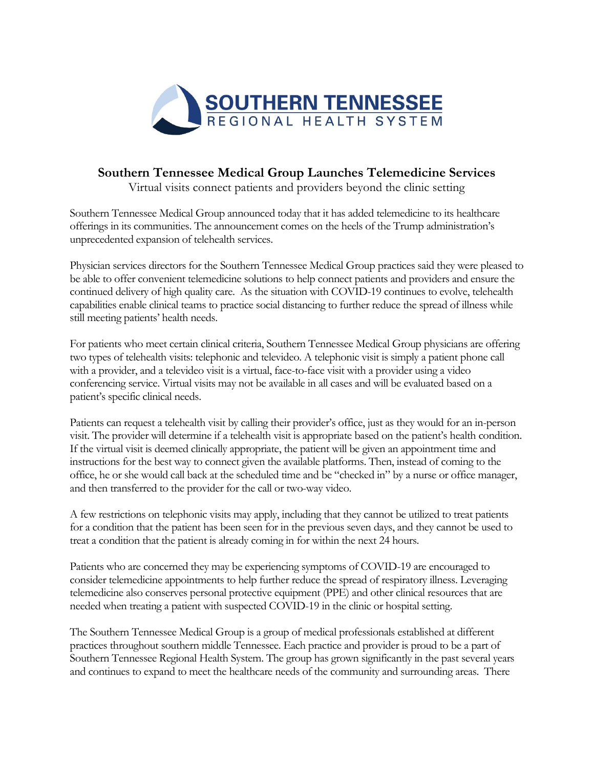SOUTHERN TENNESSEE
REGIONAL HEALTH SYSTEM

# Southern Tennessee Medical Group Launches Telemedicine Services

Virtual visits connect patients and providers beyond the clinic setting

Southern Tennessee Medical Group announced today that it has added telemedicine to its healthcare offerings in its communities. The announcement comes on the heels of the Trump administration's unprecedented expansion of telehealth services.

Physician services directors for the Southern Tennessee Medical Group practices said they were pleased to be able to offer convenient telemedicine solutions to help connect patients and providers and ensure the continued delivery of high quality care. As the situation with COVID-19 continues to evolve, telehealth capabilities enable clinical teams to practice social distancing to further reduce the spread of illness while still meeting patients' health needs.

For patients who meet certain clinical criteria, Southern Tennessee Medical Group physicians are offering two types of telehealth visits: telephonic and televideo. A telephonic visit is simply a patient phone call with a provider, and a televideo visit is a virtual, face-to-face visit with a provider using a video conferencing service. Virtual visits may not be available in all cases and will be evaluated based on a patient's specific clinical needs.

Patients can request a telehealth visit by calling their provider's office, just as they would for an in-person visit. The provider will determine if a telehealth visit is appropriate based on the patient's health condition. If the virtual visit is deemed clinically appropriate, the patient will be given an appointment time and instructions for the best way to connect given the available platforms. Then, instead of coming to the office, he or she would call back at the scheduled time and be "checked in" by a nurse or office manager, and then transferred to the provider for the call or two-way video.

A few restrictions on telephonic visits may apply, including that they cannot be utilized to treat patients for a condition that the patient has been seen for in the previous seven days, and they cannot be used to treat a condition that the patient is already coming in for within the next 24 hours.

Patients who are concerned they may be experiencing symptoms of COVID-19 are encouraged to consider telemedicine appointments to help further reduce the spread of respiratory illness. Leveraging telemedicine also conserves personal protective equipment (PPE) and other clinical resources that are needed when treating a patient with suspected COVID-19 in the clinic or hospital setting.

The Southern Tennessee Medical Group is a group of medical professionals established at different practices throughout southern middle Tennessee. Each practice and provider is proud to be a part of Southern Tennessee Regional Health System. The group has grown significantly in the past several years and continues to expand to meet the healthcare needs of the community and surrounding areas. There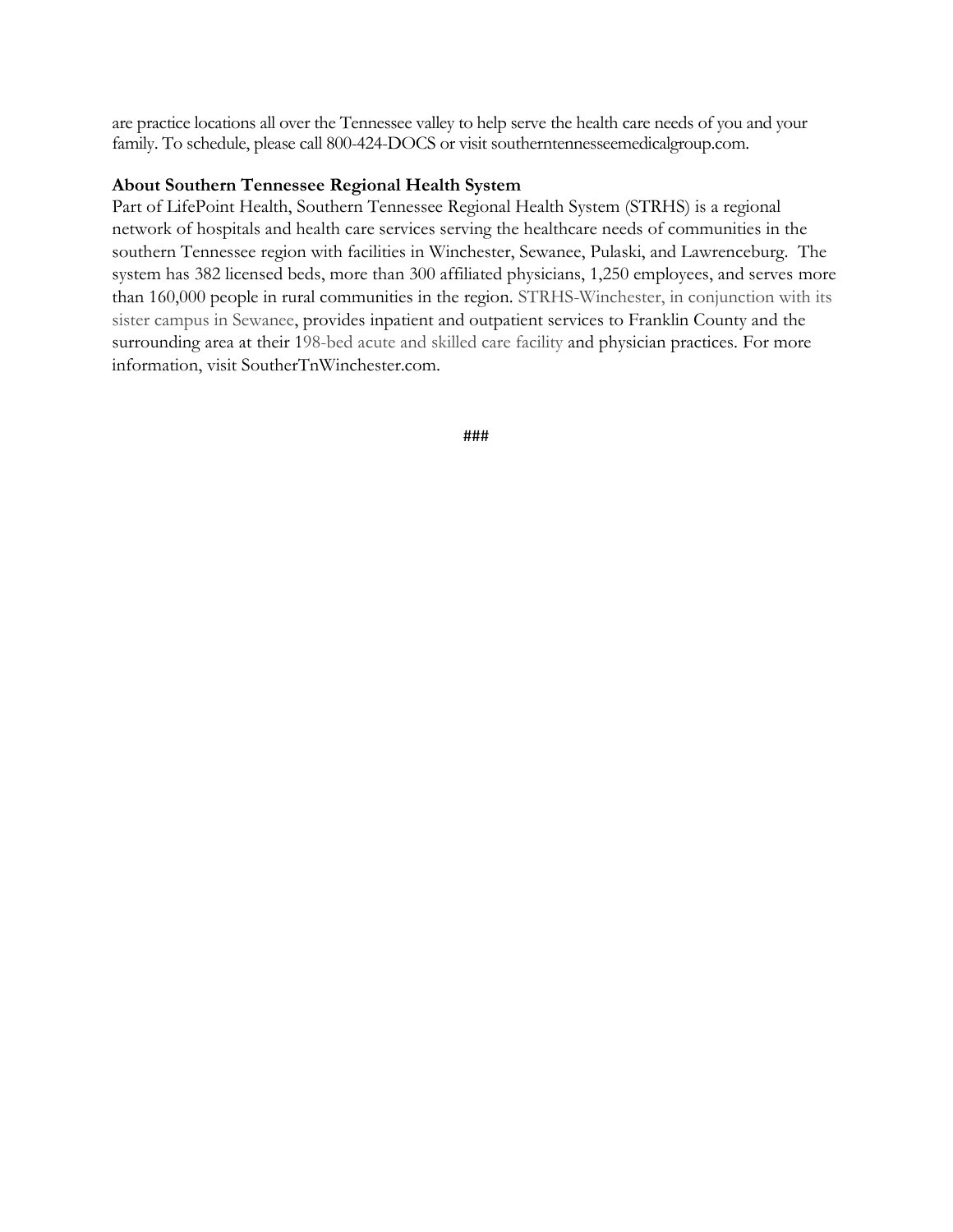are practice locations all over the Tennessee valley to help serve the health care needs of you and your family. To schedule, please call 800-424-DOCS or visit southerntennesseemedicalgroup.com.

**About Southern Tennessee Regional Health System**

Part of LifePoint Health, Southern Tennessee Regional Health System (STRHS) is a regional network of hospitals and health care services serving the healthcare needs of communities in the southern Tennessee region with facilities in Winchester, Sewanee, Pulaski, and Lawrenceburg. The system has 382 licensed beds, more than 300 affiliated physicians, 1,250 employees, and serves more than 160,000 people in rural communities in the region. STRHS-Winchester, in conjunction with its sister campus in Sewanee, provides inpatient and outpatient services to Franklin County and the surrounding area at their 198-bed acute and skilled care facility and physician practices. For more information, visit SoutherTnWinchester.com.

###